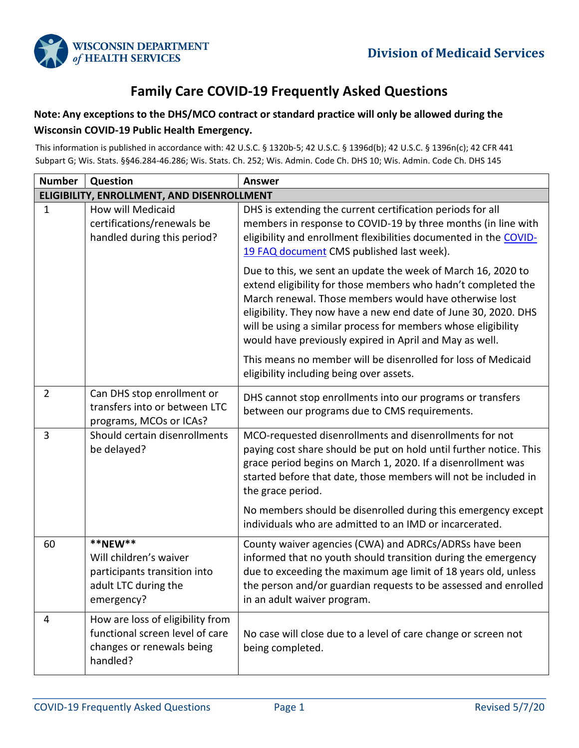Division of Medicaid Services

# Family Care COVID-19 Frequently Asked Questions

**Note: Any exceptions to the DHS/MCO contract or standard practice will only be allowed during the Wisconsin COVID-19 Public Health Emergency.**

This information is published in accordance with: 42 U.S.C. § 1320b-5; 42 U.S.C. § 1396d(b); 42 U.S.C. § 1396n(c); 42 CFR 441 Subpart G; Wis. Stats. §§46.284-46.286; Wis. Stats. Ch. 252; Wis. Admin. Code Ch. DHS 10; Wis. Admin. Code Ch. DHS 145

| Number | Question | Answer |
|---|---|---|
| **ELIGIBILITY, ENROLLMENT, AND DISENROLLMENT** | | |
| 1 | How will Medicaid certifications/renewals be handled during this period? | DHS is extending the current certification periods for all members in response to COVID-19 by three months (in line with eligibility and enrollment flexibilities documented in the COVID-19 FAQ document CMS published last week).<br><br>Due to this, we sent an update the week of March 16, 2020 to extend eligibility for those members who hadn't completed the March renewal. Those members would have otherwise lost eligibility. They now have a new end date of June 30, 2020. DHS will be using a similar process for members whose eligibility would have previously expired in April and May as well.<br><br>This means no member will be disenrolled for loss of Medicaid eligibility including being over assets. |
| 2 | Can DHS stop enrollment or transfers into or between LTC programs, MCOs or ICAs? | DHS cannot stop enrollments into our programs or transfers between our programs due to CMS requirements. |
| 3 | Should certain disenrollments be delayed? | MCO-requested disenrollments and disenrollments for not paying cost share should be put on hold until further notice. This grace period begins on March 1, 2020. If a disenrollment was started before that date, those members will not be included in the grace period.<br><br>No members should be disenrolled during this emergency except individuals who are admitted to an IMD or incarcerated. |
| 60 | **\*\*NEW\*\***<br>Will children's waiver participants transition into adult LTC during the emergency? | County waiver agencies (CWA) and ADRCs/ADRSs have been informed that no youth should transition during the emergency due to exceeding the maximum age limit of 18 years old, unless the person and/or guardian requests to be assessed and enrolled in an adult waiver program. |
| 4 | How are loss of eligibility from functional screen level of care changes or renewals being handled? | No case will close due to a level of care change or screen not being completed. |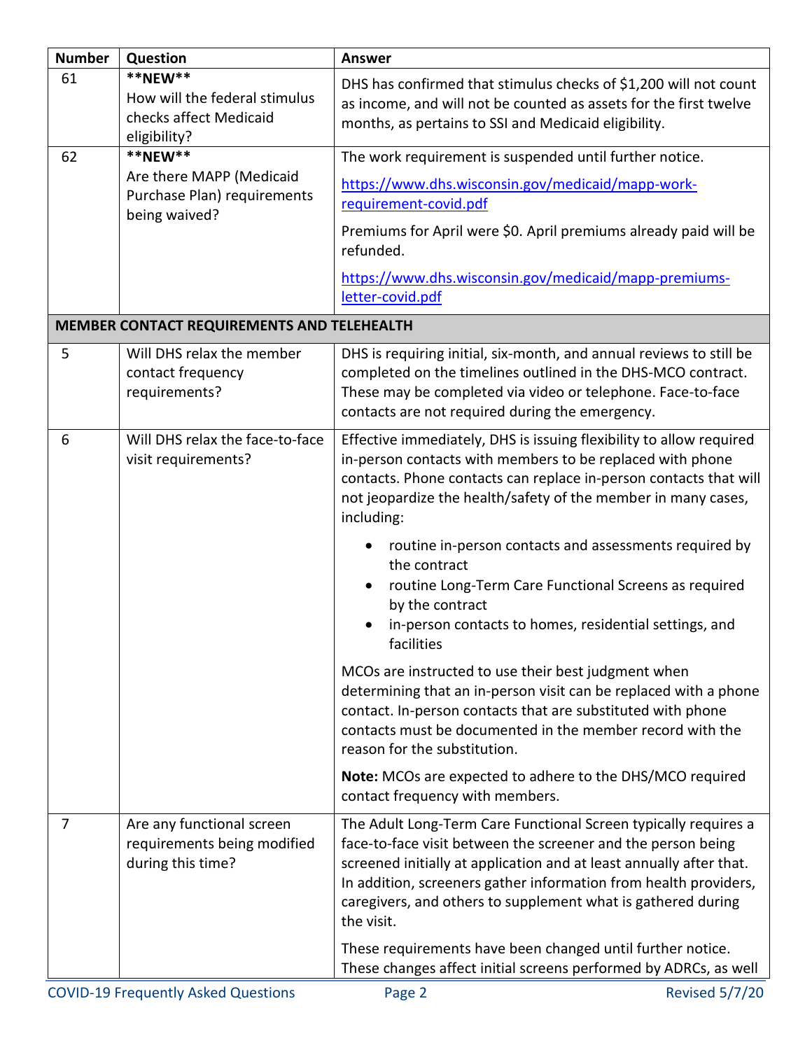| Number | Question | Answer |
|---|---|---|
| 61 | **NEW**<br>How will the federal stimulus checks affect Medicaid eligibility? | DHS has confirmed that stimulus checks of $1,200 will not count as income, and will not be counted as assets for the first twelve months, as pertains to SSI and Medicaid eligibility. |
| 62 | **NEW**<br>Are there MAPP (Medicaid Purchase Plan) requirements being waived? | The work requirement is suspended until further notice.<br>https://www.dhs.wisconsin.gov/medicaid/mapp-work-requirement-covid.pdf<br>Premiums for April were $0. April premiums already paid will be refunded.<br>https://www.dhs.wisconsin.gov/medicaid/mapp-premiums-letter-covid.pdf |
| **MEMBER CONTACT REQUIREMENTS AND TELEHEALTH** | | |
| 5 | Will DHS relax the member contact frequency requirements? | DHS is requiring initial, six-month, and annual reviews to still be completed on the timelines outlined in the DHS-MCO contract. These may be completed via video or telephone. Face-to-face contacts are not required during the emergency. |
| 6 | Will DHS relax the face-to-face visit requirements? | Effective immediately, DHS is issuing flexibility to allow required in-person contacts with members to be replaced with phone contacts. Phone contacts can replace in-person contacts that will not jeopardize the health/safety of the member in many cases, including:<br>• routine in-person contacts and assessments required by the contract<br>• routine Long-Term Care Functional Screens as required by the contract<br>• in-person contacts to homes, residential settings, and facilities<br><br>MCOs are instructed to use their best judgment when determining that an in-person visit can be replaced with a phone contact. In-person contacts that are substituted with phone contacts must be documented in the member record with the reason for the substitution.<br><br>**Note:** MCOs are expected to adhere to the DHS/MCO required contact frequency with members. |
| 7 | Are any functional screen requirements being modified during this time? | The Adult Long-Term Care Functional Screen typically requires a face-to-face visit between the screener and the person being screened initially at application and at least annually after that. In addition, screeners gather information from health providers, caregivers, and others to supplement what is gathered during the visit.<br><br>These requirements have been changed until further notice. These changes affect initial screens performed by ADRCs, as well |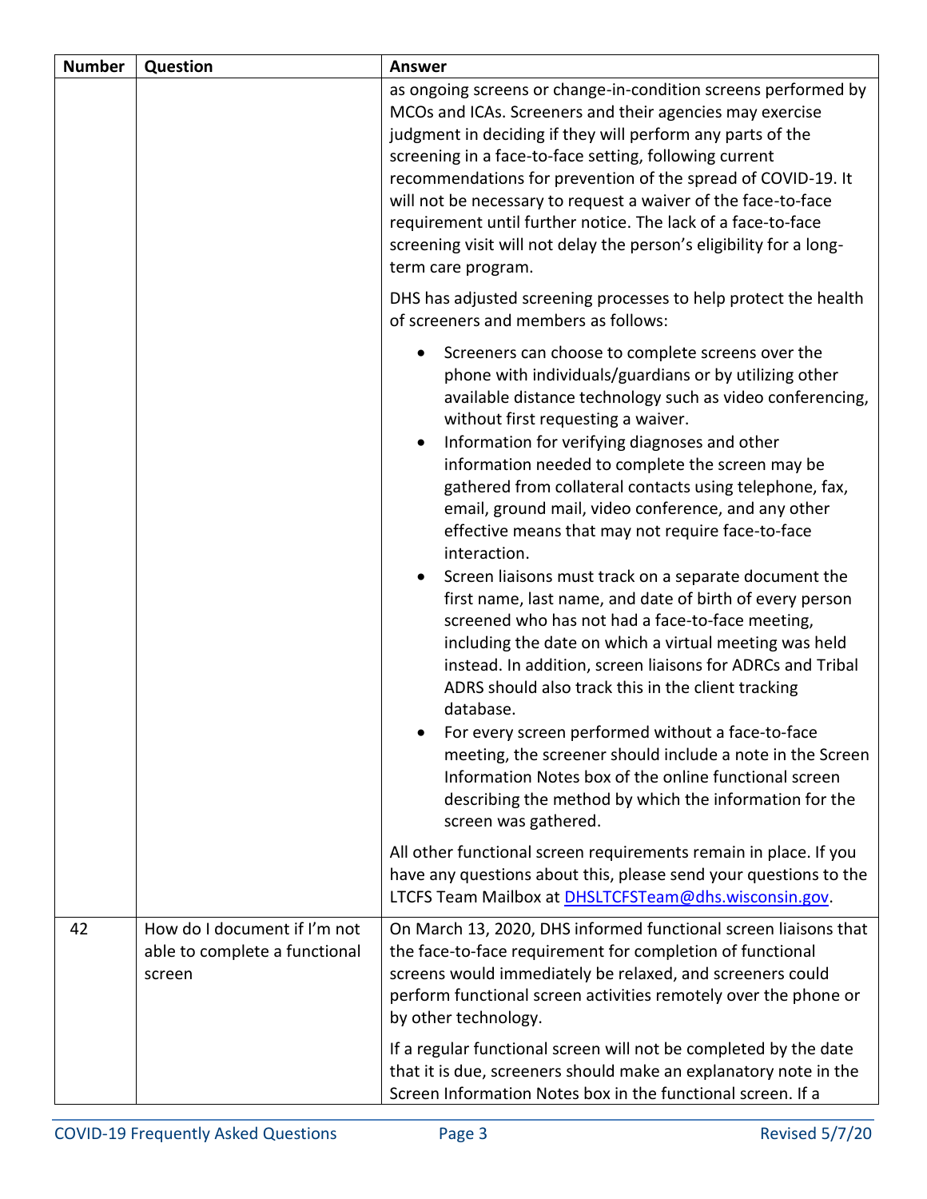| Number | Question | Answer |
| --- | --- | --- |
| | | as ongoing screens or change-in-condition screens performed by MCOs and ICAs. Screeners and their agencies may exercise judgment in deciding if they will perform any parts of the screening in a face-to-face setting, following current recommendations for prevention of the spread of COVID-19. It will not be necessary to request a waiver of the face-to-face requirement until further notice. The lack of a face-to-face screening visit will not delay the person's eligibility for a long-term care program.<br><br>DHS has adjusted screening processes to help protect the health of screeners and members as follows:<br><br>• Screeners can choose to complete screens over the phone with individuals/guardians or by utilizing other available distance technology such as video conferencing, without first requesting a waiver.<br>• Information for verifying diagnoses and other information needed to complete the screen may be gathered from collateral contacts using telephone, fax, email, ground mail, video conference, and any other effective means that may not require face-to-face interaction.<br>• Screen liaisons must track on a separate document the first name, last name, and date of birth of every person screened who has not had a face-to-face meeting, including the date on which a virtual meeting was held instead. In addition, screen liaisons for ADRCs and Tribal ADRS should also track this in the client tracking database.<br>• For every screen performed without a face-to-face meeting, the screener should include a note in the Screen Information Notes box of the online functional screen describing the method by which the information for the screen was gathered.<br><br>All other functional screen requirements remain in place. If you have any questions about this, please send your questions to the LTCFS Team Mailbox at DHSLTCFSTeam@dhs.wisconsin.gov. |
| 42 | How do I document if I'm not able to complete a functional screen | On March 13, 2020, DHS informed functional screen liaisons that the face-to-face requirement for completion of functional screens would immediately be relaxed, and screeners could perform functional screen activities remotely over the phone or by other technology.<br><br>If a regular functional screen will not be completed by the date that it is due, screeners should make an explanatory note in the Screen Information Notes box in the functional screen. If a |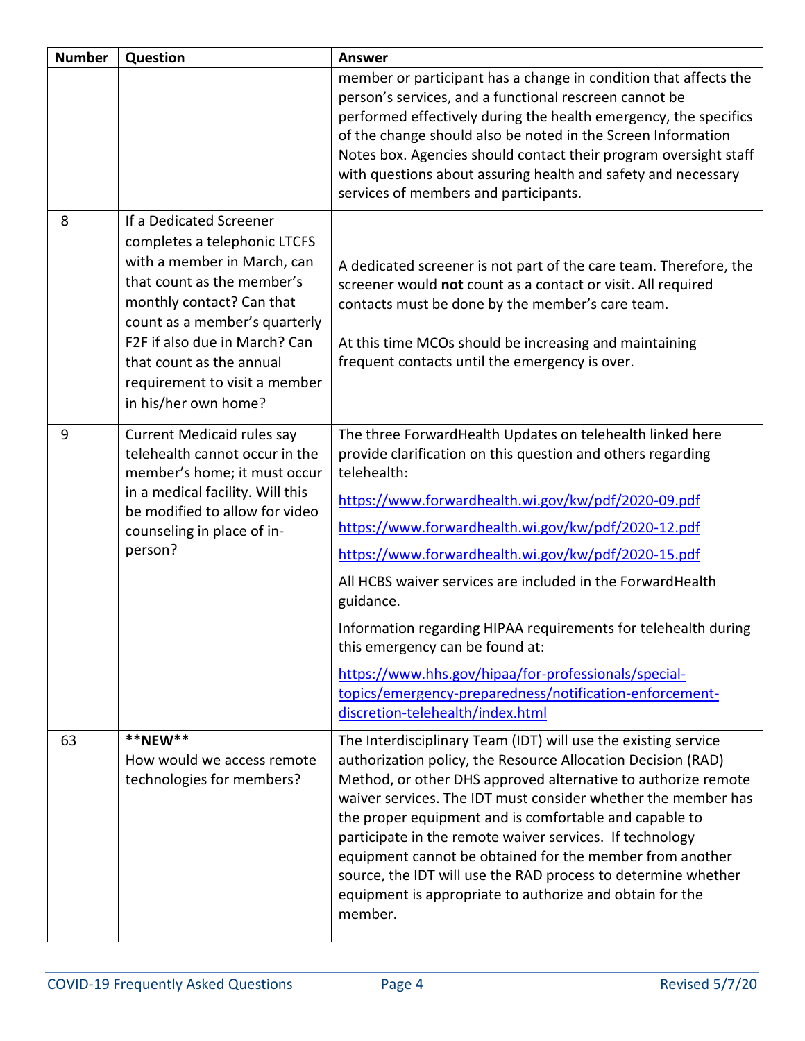| Number | Question | Answer |
| --- | --- | --- |
| | | member or participant has a change in condition that affects the person's services, and a functional rescreen cannot be performed effectively during the health emergency, the specifics of the change should also be noted in the Screen Information Notes box. Agencies should contact their program oversight staff with questions about assuring health and safety and necessary services of members and participants. |
| 8 | If a Dedicated Screener completes a telephonic LTCFS with a member in March, can that count as the member's monthly contact? Can that count as a member's quarterly F2F if also due in March? Can that count as the annual requirement to visit a member in his/her own home? | A dedicated screener is not part of the care team. Therefore, the screener would **not** count as a contact or visit. All required contacts must be done by the member's care team.<br><br>At this time MCOs should be increasing and maintaining frequent contacts until the emergency is over. |
| 9 | Current Medicaid rules say telehealth cannot occur in the member's home; it must occur in a medical facility. Will this be modified to allow for video counseling in place of in-person? | The three ForwardHealth Updates on telehealth linked here provide clarification on this question and others regarding telehealth:<br><br>https://www.forwardhealth.wi.gov/kw/pdf/2020-09.pdf<br><br>https://www.forwardhealth.wi.gov/kw/pdf/2020-12.pdf<br><br>https://www.forwardhealth.wi.gov/kw/pdf/2020-15.pdf<br><br>All HCBS waiver services are included in the ForwardHealth guidance.<br><br>Information regarding HIPAA requirements for telehealth during this emergency can be found at:<br><br>https://www.hhs.gov/hipaa/for-professionals/special-topics/emergency-preparedness/notification-enforcement-discretion-telehealth/index.html |
| 63 | **\*\*NEW\*\***<br>How would we access remote technologies for members? | The Interdisciplinary Team (IDT) will use the existing service authorization policy, the Resource Allocation Decision (RAD) Method, or other DHS approved alternative to authorize remote waiver services. The IDT must consider whether the member has the proper equipment and is comfortable and capable to participate in the remote waiver services. If technology equipment cannot be obtained for the member from another source, the IDT will use the RAD process to determine whether equipment is appropriate to authorize and obtain for the member. |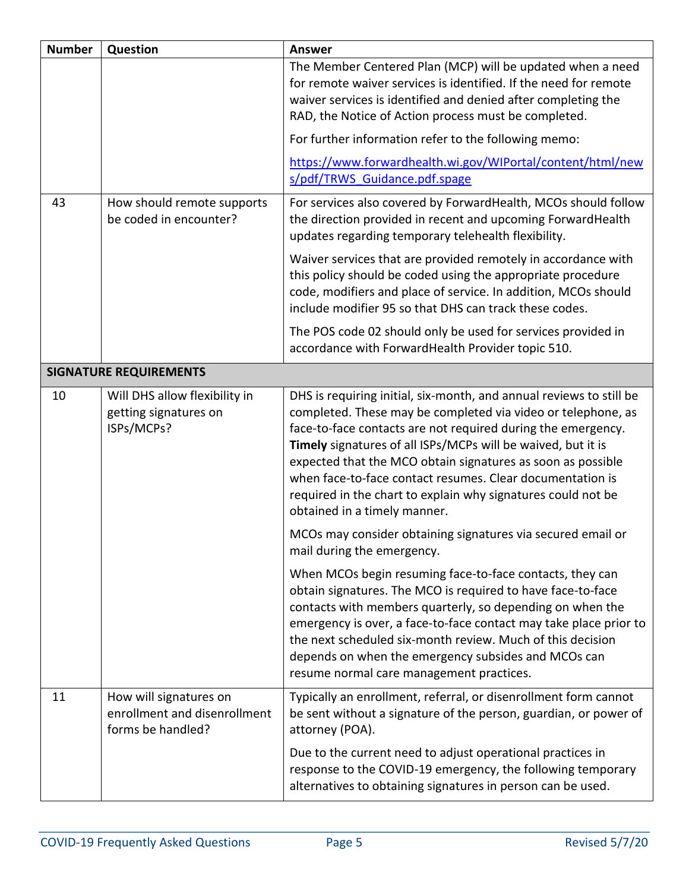| Number | Question | Answer |
|---|---|---|
| | | The Member Centered Plan (MCP) will be updated when a need for remote waiver services is identified. If the need for remote waiver services is identified and denied after completing the RAD, the Notice of Action process must be completed.<br><br>For further information refer to the following memo:<br><br>https://www.forwardhealth.wi.gov/WIPortal/content/html/news/pdf/TRWS_Guidance.pdf.spage |
| 43 | How should remote supports be coded in encounter? | For services also covered by ForwardHealth, MCOs should follow the direction provided in recent and upcoming ForwardHealth updates regarding temporary telehealth flexibility.<br><br>Waiver services that are provided remotely in accordance with this policy should be coded using the appropriate procedure code, modifiers and place of service. In addition, MCOs should include modifier 95 so that DHS can track these codes.<br><br>The POS code 02 should only be used for services provided in accordance with ForwardHealth Provider topic 510. |
| **SIGNATURE REQUIREMENTS** | | |
| 10 | Will DHS allow flexibility in getting signatures on ISPs/MCPs? | DHS is requiring initial, six-month, and annual reviews to still be completed. These may be completed via video or telephone, as face-to-face contacts are not required during the emergency. **Timely** signatures of all ISPs/MCPs will be waived, but it is expected that the MCO obtain signatures as soon as possible when face-to-face contact resumes. Clear documentation is required in the chart to explain why signatures could not be obtained in a timely manner.<br><br>MCOs may consider obtaining signatures via secured email or mail during the emergency.<br><br>When MCOs begin resuming face-to-face contacts, they can obtain signatures. The MCO is required to have face-to-face contacts with members quarterly, so depending on when the emergency is over, a face-to-face contact may take place prior to the next scheduled six-month review. Much of this decision depends on when the emergency subsides and MCOs can resume normal care management practices. |
| 11 | How will signatures on enrollment and disenrollment forms be handled? | Typically an enrollment, referral, or disenrollment form cannot be sent without a signature of the person, guardian, or power of attorney (POA).<br><br>Due to the current need to adjust operational practices in response to the COVID-19 emergency, the following temporary alternatives to obtaining signatures in person can be used. |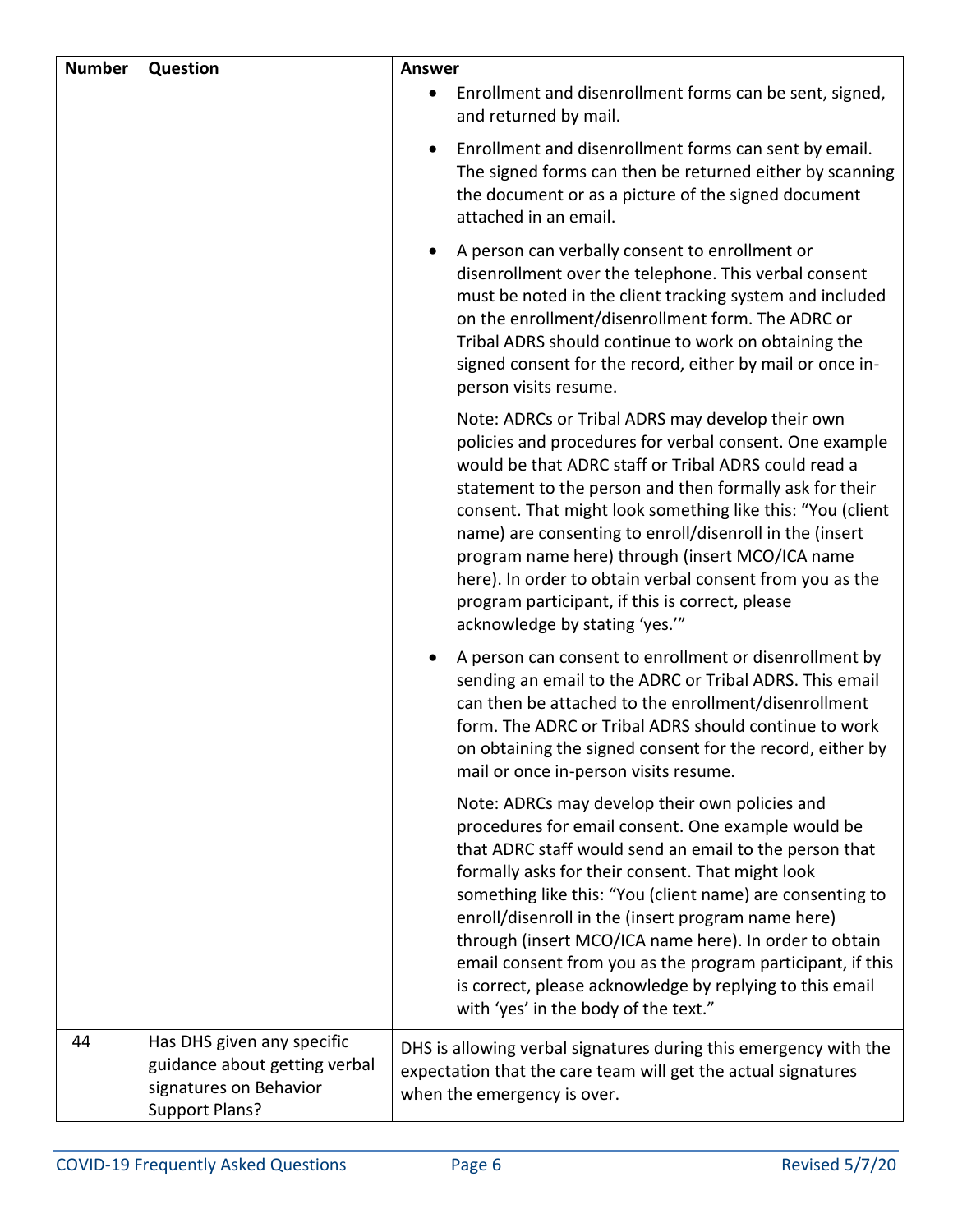| Number | Question | Answer |
|---|---|---|
| | | • Enrollment and disenrollment forms can be sent, signed, and returned by mail.<br><br>• Enrollment and disenrollment forms can sent by email. The signed forms can then be returned either by scanning the document or as a picture of the signed document attached in an email.<br><br>• A person can verbally consent to enrollment or disenrollment over the telephone. This verbal consent must be noted in the client tracking system and included on the enrollment/disenrollment form. The ADRC or Tribal ADRS should continue to work on obtaining the signed consent for the record, either by mail or once in-person visits resume.<br><br>Note: ADRCs or Tribal ADRS may develop their own policies and procedures for verbal consent. One example would be that ADRC staff or Tribal ADRS could read a statement to the person and then formally ask for their consent. That might look something like this: "You (client name) are consenting to enroll/disenroll in the (insert program name here) through (insert MCO/ICA name here). In order to obtain verbal consent from you as the program participant, if this is correct, please acknowledge by stating 'yes.'"<br><br>• A person can consent to enrollment or disenrollment by sending an email to the ADRC or Tribal ADRS. This email can then be attached to the enrollment/disenrollment form. The ADRC or Tribal ADRS should continue to work on obtaining the signed consent for the record, either by mail or once in-person visits resume.<br><br>Note: ADRCs may develop their own policies and procedures for email consent. One example would be that ADRC staff would send an email to the person that formally asks for their consent. That might look something like this: "You (client name) are consenting to enroll/disenroll in the (insert program name here) through (insert MCO/ICA name here). In order to obtain email consent from you as the program participant, if this is correct, please acknowledge by replying to this email with 'yes' in the body of the text." |
| 44 | Has DHS given any specific guidance about getting verbal signatures on Behavior Support Plans? | DHS is allowing verbal signatures during this emergency with the expectation that the care team will get the actual signatures when the emergency is over. |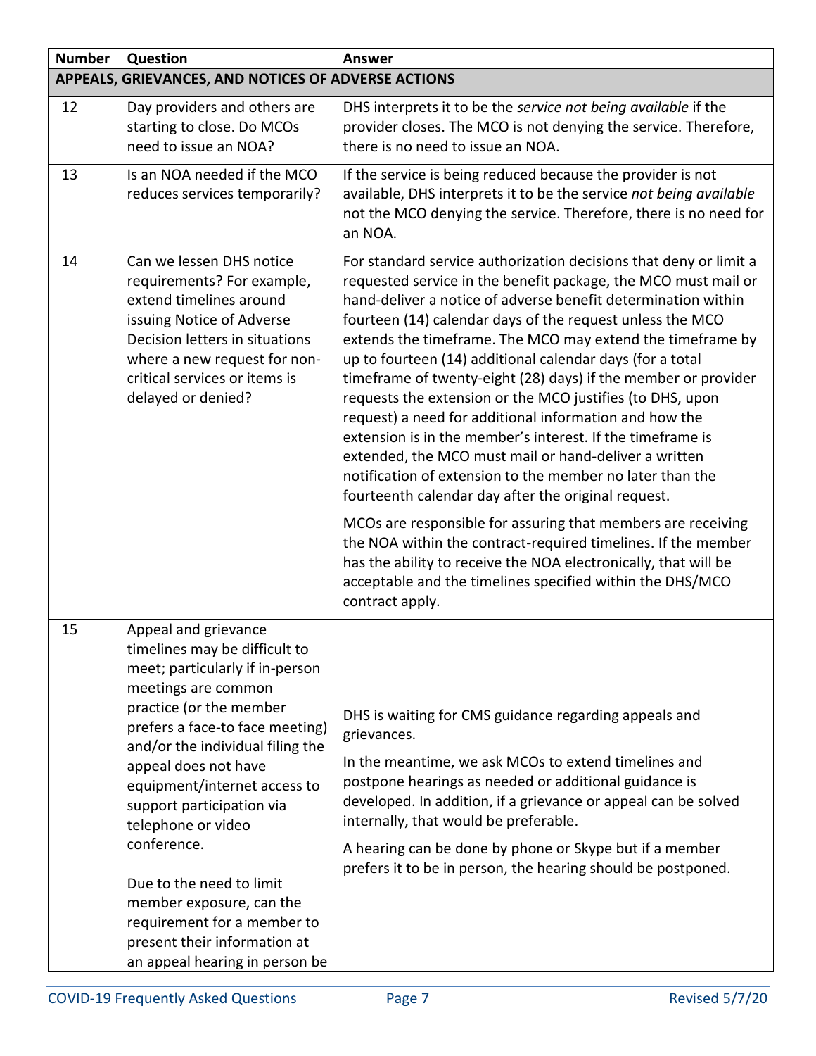| Number | Question | Answer |
|---|---|---|
| **APPEALS, GRIEVANCES, AND NOTICES OF ADVERSE ACTIONS** | | |
| 12 | Day providers and others are starting to close. Do MCOs need to issue an NOA? | DHS interprets it to be the *service not being available* if the provider closes. The MCO is not denying the service. Therefore, there is no need to issue an NOA. |
| 13 | Is an NOA needed if the MCO reduces services temporarily? | If the service is being reduced because the provider is not available, DHS interprets it to be the service *not being available* not the MCO denying the service. Therefore, there is no need for an NOA. |
| 14 | Can we lessen DHS notice requirements? For example, extend timelines around issuing Notice of Adverse Decision letters in situations where a new request for non-critical services or items is delayed or denied? | For standard service authorization decisions that deny or limit a requested service in the benefit package, the MCO must mail or hand-deliver a notice of adverse benefit determination within fourteen (14) calendar days of the request unless the MCO extends the timeframe. The MCO may extend the timeframe by up to fourteen (14) additional calendar days (for a total timeframe of twenty-eight (28) days) if the member or provider requests the extension or the MCO justifies (to DHS, upon request) a need for additional information and how the extension is in the member's interest. If the timeframe is extended, the MCO must mail or hand-deliver a written notification of extension to the member no later than the fourteenth calendar day after the original request.<br><br>MCOs are responsible for assuring that members are receiving the NOA within the contract-required timelines. If the member has the ability to receive the NOA electronically, that will be acceptable and the timelines specified within the DHS/MCO contract apply. |
| 15 | Appeal and grievance timelines may be difficult to meet; particularly if in-person meetings are common practice (or the member prefers a face-to face meeting) and/or the individual filing the appeal does not have equipment/internet access to support participation via telephone or video conference.<br><br>Due to the need to limit member exposure, can the requirement for a member to present their information at an appeal hearing in person be | DHS is waiting for CMS guidance regarding appeals and grievances.<br><br>In the meantime, we ask MCOs to extend timelines and postpone hearings as needed or additional guidance is developed. In addition, if a grievance or appeal can be solved internally, that would be preferable.<br><br>A hearing can be done by phone or Skype but if a member prefers it to be in person, the hearing should be postponed. |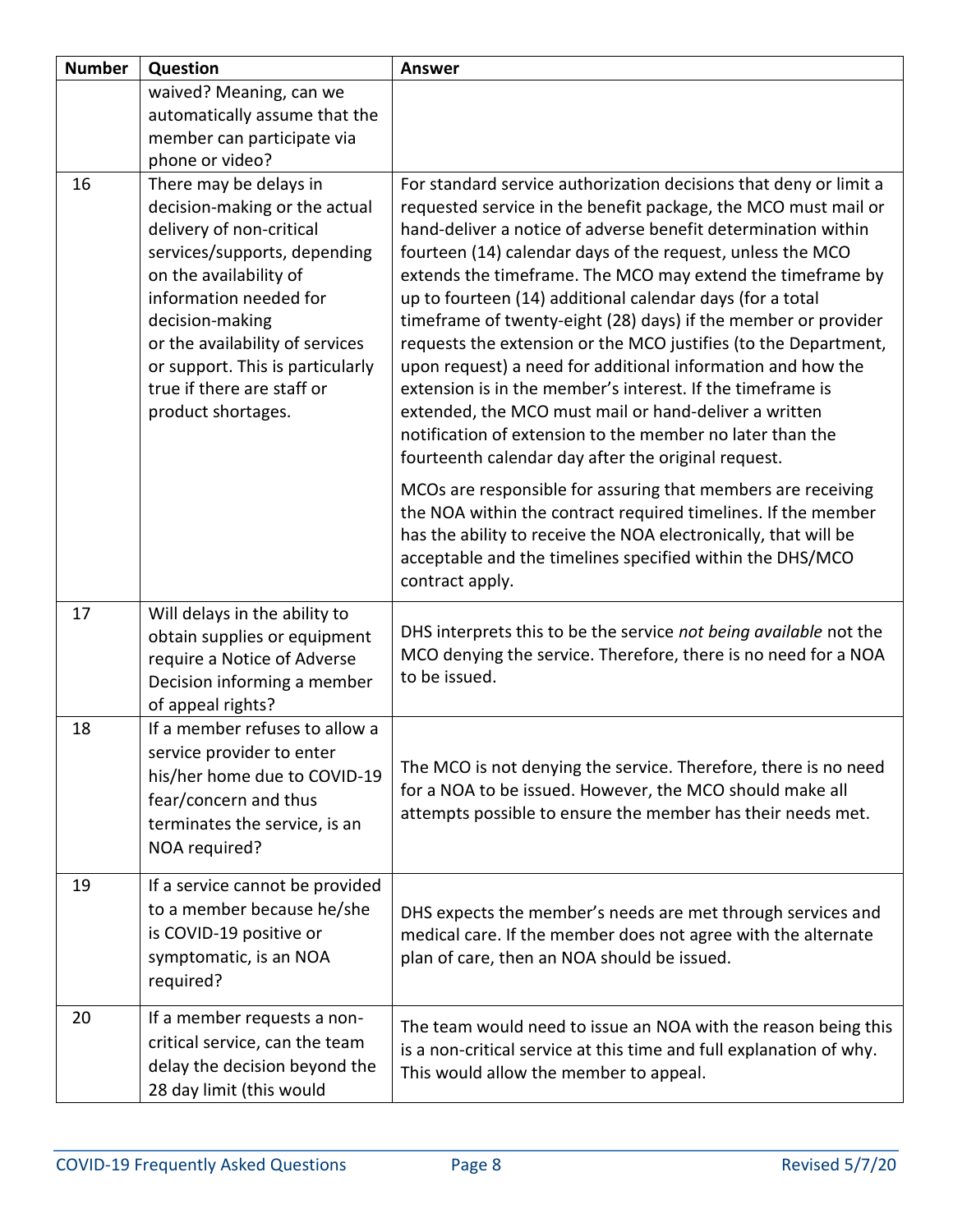| Number | Question | Answer |
| --- | --- | --- |
| | waived? Meaning, can we automatically assume that the member can participate via phone or video? | |
| 16 | There may be delays in decision-making or the actual delivery of non-critical services/supports, depending on the availability of information needed for decision-making or the availability of services or support. This is particularly true if there are staff or product shortages. | For standard service authorization decisions that deny or limit a requested service in the benefit package, the MCO must mail or hand-deliver a notice of adverse benefit determination within fourteen (14) calendar days of the request, unless the MCO extends the timeframe. The MCO may extend the timeframe by up to fourteen (14) additional calendar days (for a total timeframe of twenty-eight (28) days) if the member or provider requests the extension or the MCO justifies (to the Department, upon request) a need for additional information and how the extension is in the member's interest. If the timeframe is extended, the MCO must mail or hand-deliver a written notification of extension to the member no later than the fourteenth calendar day after the original request.<br><br>MCOs are responsible for assuring that members are receiving the NOA within the contract required timelines. If the member has the ability to receive the NOA electronically, that will be acceptable and the timelines specified within the DHS/MCO contract apply. |
| 17 | Will delays in the ability to obtain supplies or equipment require a Notice of Adverse Decision informing a member of appeal rights? | DHS interprets this to be the service *not being available* not the MCO denying the service. Therefore, there is no need for a NOA to be issued. |
| 18 | If a member refuses to allow a service provider to enter his/her home due to COVID-19 fear/concern and thus terminates the service, is an NOA required? | The MCO is not denying the service. Therefore, there is no need for a NOA to be issued. However, the MCO should make all attempts possible to ensure the member has their needs met. |
| 19 | If a service cannot be provided to a member because he/she is COVID-19 positive or symptomatic, is an NOA required? | DHS expects the member's needs are met through services and medical care. If the member does not agree with the alternate plan of care, then an NOA should be issued. |
| 20 | If a member requests a non-critical service, can the team delay the decision beyond the 28 day limit (this would | The team would need to issue an NOA with the reason being this is a non-critical service at this time and full explanation of why. This would allow the member to appeal. |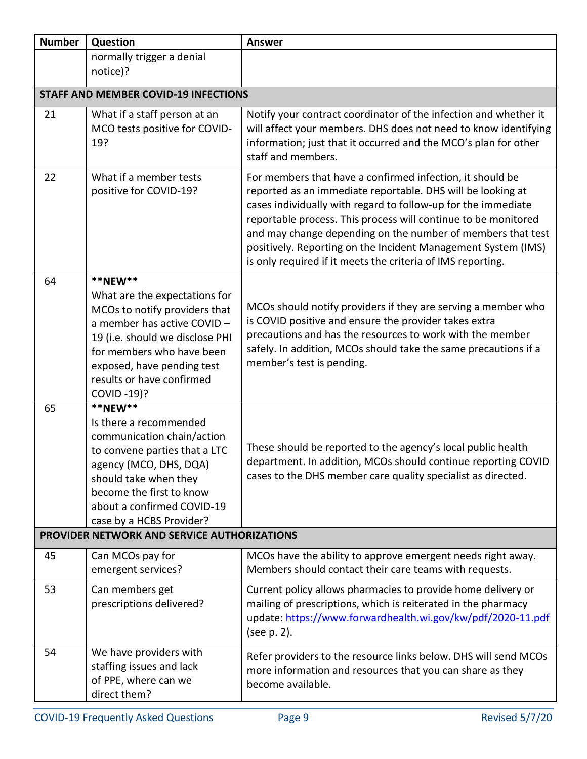| Number | Question | Answer |
|---|---|---|
| | normally trigger a denial notice)? | |
| **STAFF AND MEMBER COVID-19 INFECTIONS** | | |
| 21 | What if a staff person at an MCO tests positive for COVID-19? | Notify your contract coordinator of the infection and whether it will affect your members. DHS does not need to know identifying information; just that it occurred and the MCO's plan for other staff and members. |
| 22 | What if a member tests positive for COVID-19? | For members that have a confirmed infection, it should be reported as an immediate reportable. DHS will be looking at cases individually with regard to follow-up for the immediate reportable process. This process will continue to be monitored and may change depending on the number of members that test positively. Reporting on the Incident Management System (IMS) is only required if it meets the criteria of IMS reporting. |
| 64 | **\*\*NEW\*\*** What are the expectations for MCOs to notify providers that a member has active COVID – 19 (i.e. should we disclose PHI for members who have been exposed, have pending test results or have confirmed COVID -19)? | MCOs should notify providers if they are serving a member who is COVID positive and ensure the provider takes extra precautions and has the resources to work with the member safely. In addition, MCOs should take the same precautions if a member's test is pending. |
| 65 | **\*\*NEW\*\*** Is there a recommended communication chain/action to convene parties that a LTC agency (MCO, DHS, DQA) should take when they become the first to know about a confirmed COVID-19 case by a HCBS Provider? | These should be reported to the agency's local public health department. In addition, MCOs should continue reporting COVID cases to the DHS member care quality specialist as directed. |
| **PROVIDER NETWORK AND SERVICE AUTHORIZATIONS** | | |
| 45 | Can MCOs pay for emergent services? | MCOs have the ability to approve emergent needs right away. Members should contact their care teams with requests. |
| 53 | Can members get prescriptions delivered? | Current policy allows pharmacies to provide home delivery or mailing of prescriptions, which is reiterated in the pharmacy update: https://www.forwardhealth.wi.gov/kw/pdf/2020-11.pdf (see p. 2). |
| 54 | We have providers with staffing issues and lack of PPE, where can we direct them? | Refer providers to the resource links below. DHS will send MCOs more information and resources that you can share as they become available. |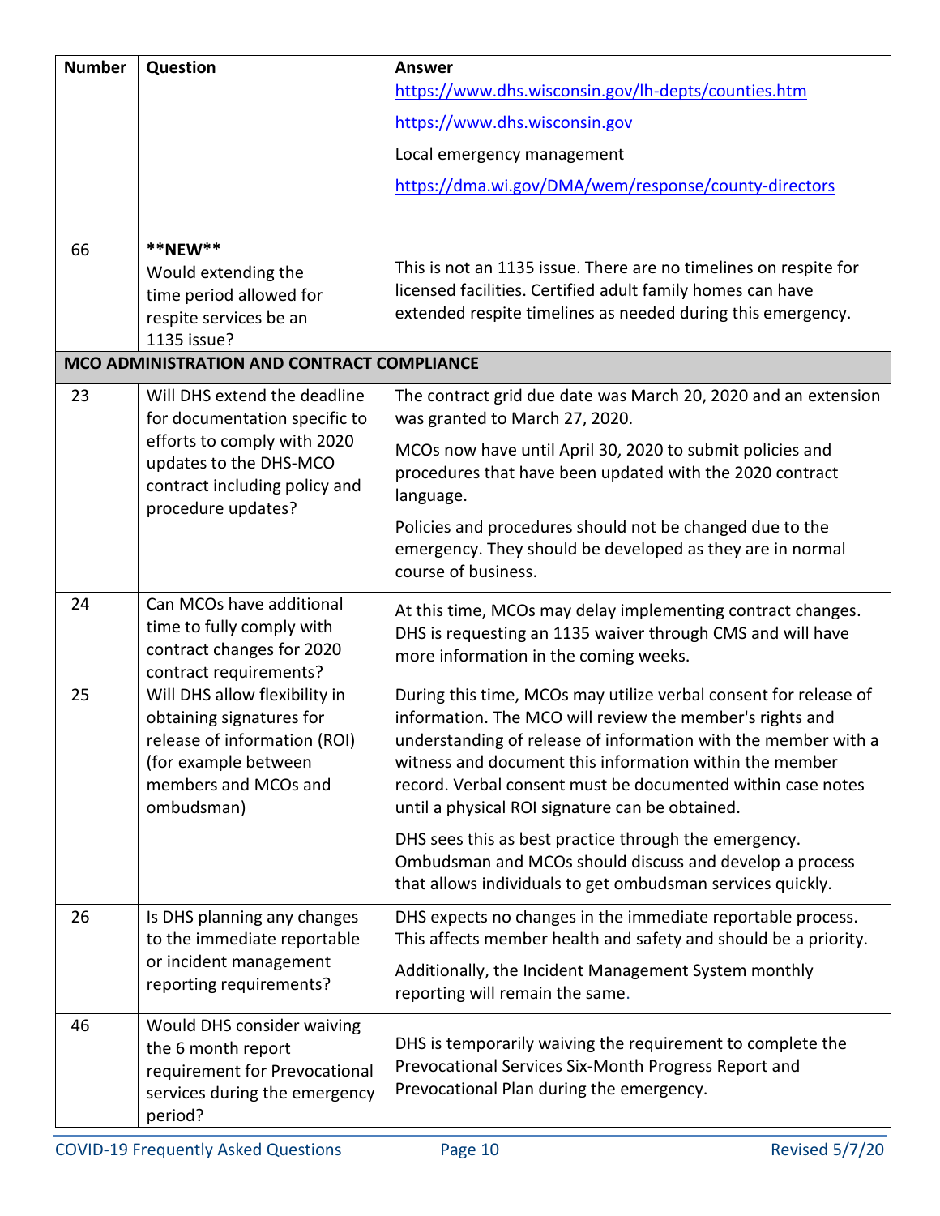| Number | Question | Answer |
| --- | --- | --- |
| | | https://www.dhs.wisconsin.gov/lh-depts/counties.htm<br><br>https://www.dhs.wisconsin.gov<br><br>Local emergency management<br><br>https://dma.wi.gov/DMA/wem/response/county-directors |
| 66 | **NEW**<br>Would extending the time period allowed for respite services be an 1135 issue? | This is not an 1135 issue. There are no timelines on respite for licensed facilities. Certified adult family homes can have extended respite timelines as needed during this emergency. |
| **MCO ADMINISTRATION AND CONTRACT COMPLIANCE** | | |
| 23 | Will DHS extend the deadline for documentation specific to efforts to comply with 2020 updates to the DHS-MCO contract including policy and procedure updates? | The contract grid due date was March 20, 2020 and an extension was granted to March 27, 2020.<br><br>MCOs now have until April 30, 2020 to submit policies and procedures that have been updated with the 2020 contract language.<br><br>Policies and procedures should not be changed due to the emergency. They should be developed as they are in normal course of business. |
| 24 | Can MCOs have additional time to fully comply with contract changes for 2020 contract requirements? | At this time, MCOs may delay implementing contract changes. DHS is requesting an 1135 waiver through CMS and will have more information in the coming weeks. |
| 25 | Will DHS allow flexibility in obtaining signatures for release of information (ROI) (for example between members and MCOs and ombudsman) | During this time, MCOs may utilize verbal consent for release of information. The MCO will review the member's rights and understanding of release of information with the member with a witness and document this information within the member record. Verbal consent must be documented within case notes until a physical ROI signature can be obtained.<br><br>DHS sees this as best practice through the emergency. Ombudsman and MCOs should discuss and develop a process that allows individuals to get ombudsman services quickly. |
| 26 | Is DHS planning any changes to the immediate reportable or incident management reporting requirements? | DHS expects no changes in the immediate reportable process. This affects member health and safety and should be a priority.<br><br>Additionally, the Incident Management System monthly reporting will remain the same. |
| 46 | Would DHS consider waiving the 6 month report requirement for Prevocational services during the emergency period? | DHS is temporarily waiving the requirement to complete the Prevocational Services Six-Month Progress Report and Prevocational Plan during the emergency. |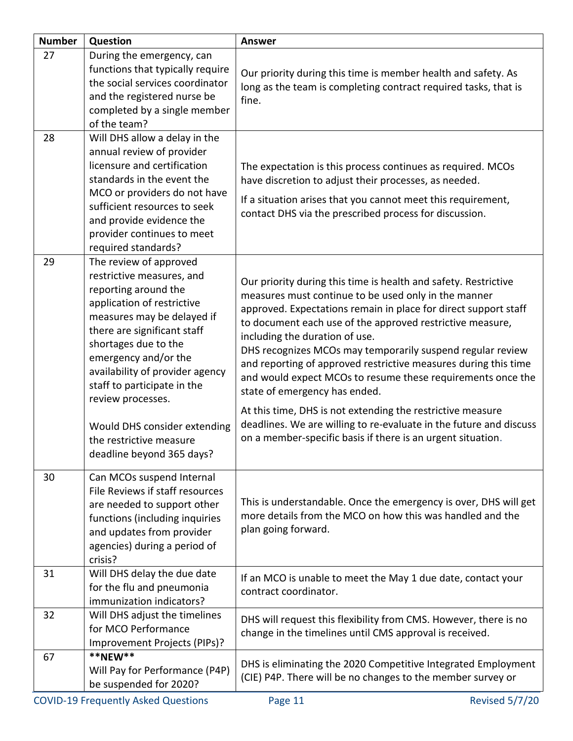| Number | Question | Answer |
| --- | --- | --- |
| 27 | During the emergency, can functions that typically require the social services coordinator and the registered nurse be completed by a single member of the team? | Our priority during this time is member health and safety. As long as the team is completing contract required tasks, that is fine. |
| 28 | Will DHS allow a delay in the annual review of provider licensure and certification standards in the event the MCO or providers do not have sufficient resources to seek and provide evidence the provider continues to meet required standards? | The expectation is this process continues as required. MCOs have discretion to adjust their processes, as needed.<br><br>If a situation arises that you cannot meet this requirement, contact DHS via the prescribed process for discussion. |
| 29 | The review of approved restrictive measures, and reporting around the application of restrictive measures may be delayed if there are significant staff shortages due to the emergency and/or the availability of provider agency staff to participate in the review processes.<br><br>Would DHS consider extending the restrictive measure deadline beyond 365 days? | Our priority during this time is health and safety. Restrictive measures must continue to be used only in the manner approved. Expectations remain in place for direct support staff to document each use of the approved restrictive measure, including the duration of use.<br>DHS recognizes MCOs may temporarily suspend regular review and reporting of approved restrictive measures during this time and would expect MCOs to resume these requirements once the state of emergency has ended.<br><br>At this time, DHS is not extending the restrictive measure deadlines. We are willing to re-evaluate in the future and discuss on a member-specific basis if there is an urgent situation. |
| 30 | Can MCOs suspend Internal File Reviews if staff resources are needed to support other functions (including inquiries and updates from provider agencies) during a period of crisis? | This is understandable. Once the emergency is over, DHS will get more details from the MCO on how this was handled and the plan going forward. |
| 31 | Will DHS delay the due date for the flu and pneumonia immunization indicators? | If an MCO is unable to meet the May 1 due date, contact your contract coordinator. |
| 32 | Will DHS adjust the timelines for MCO Performance Improvement Projects (PIPs)? | DHS will request this flexibility from CMS. However, there is no change in the timelines until CMS approval is received. |
| 67 | **\*\*NEW\*\***<br>Will Pay for Performance (P4P) be suspended for 2020? | DHS is eliminating the 2020 Competitive Integrated Employment (CIE) P4P. There will be no changes to the member survey or |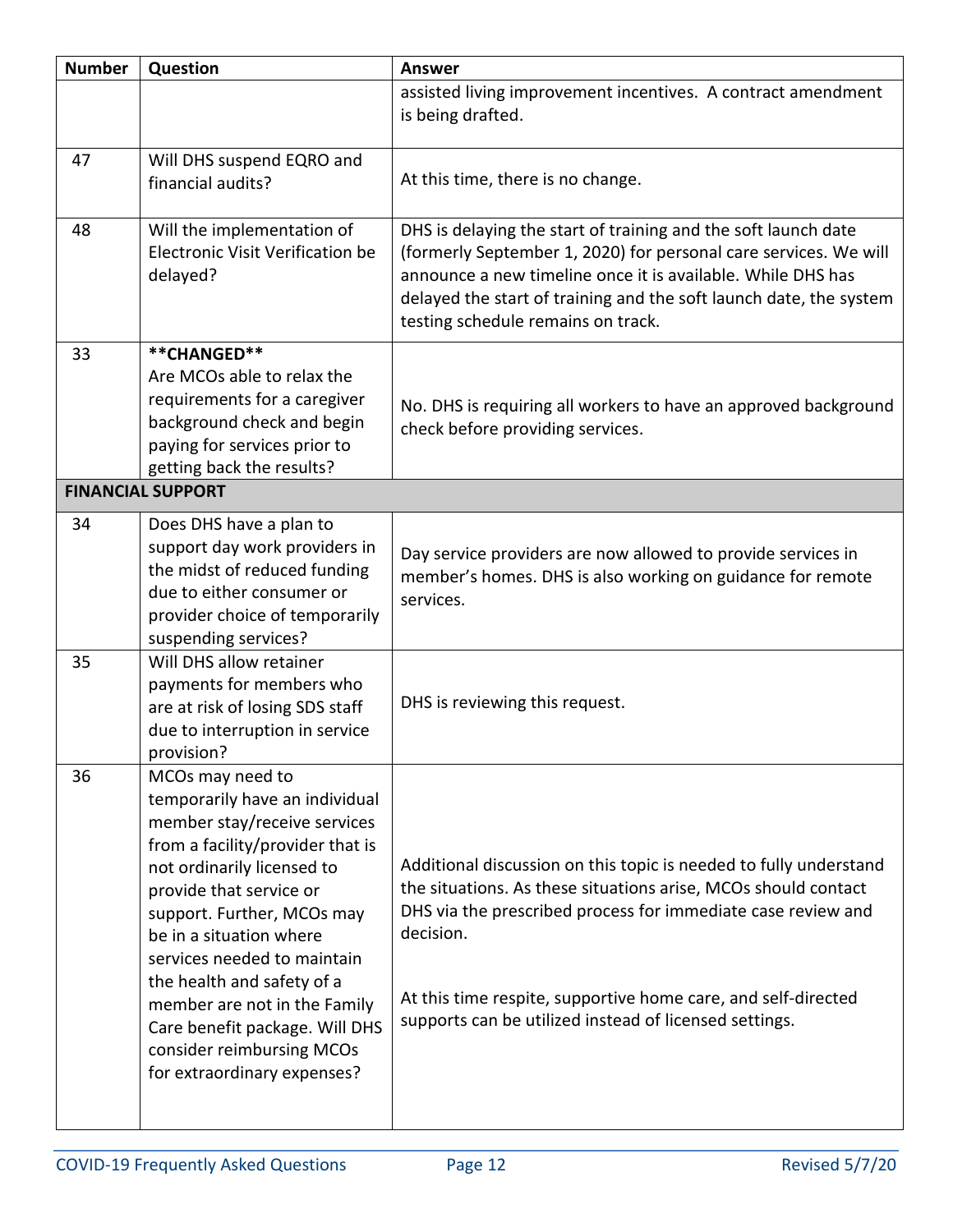| Number | Question | Answer |
|---|---|---|
| | | assisted living improvement incentives. A contract amendment is being drafted. |
| 47 | Will DHS suspend EQRO and financial audits? | At this time, there is no change. |
| 48 | Will the implementation of Electronic Visit Verification be delayed? | DHS is delaying the start of training and the soft launch date (formerly September 1, 2020) for personal care services. We will announce a new timeline once it is available. While DHS has delayed the start of training and the soft launch date, the system testing schedule remains on track. |
| 33 | **CHANGED**<br>Are MCOs able to relax the requirements for a caregiver background check and begin paying for services prior to getting back the results? | No. DHS is requiring all workers to have an approved background check before providing services. |
| **FINANCIAL SUPPORT** | | |
| 34 | Does DHS have a plan to support day work providers in the midst of reduced funding due to either consumer or provider choice of temporarily suspending services? | Day service providers are now allowed to provide services in member's homes. DHS is also working on guidance for remote services. |
| 35 | Will DHS allow retainer payments for members who are at risk of losing SDS staff due to interruption in service provision? | DHS is reviewing this request. |
| 36 | MCOs may need to temporarily have an individual member stay/receive services from a facility/provider that is not ordinarily licensed to provide that service or support. Further, MCOs may be in a situation where services needed to maintain the health and safety of a member are not in the Family Care benefit package. Will DHS consider reimbursing MCOs for extraordinary expenses? | Additional discussion on this topic is needed to fully understand the situations. As these situations arise, MCOs should contact DHS via the prescribed process for immediate case review and decision.<br><br>At this time respite, supportive home care, and self-directed supports can be utilized instead of licensed settings. |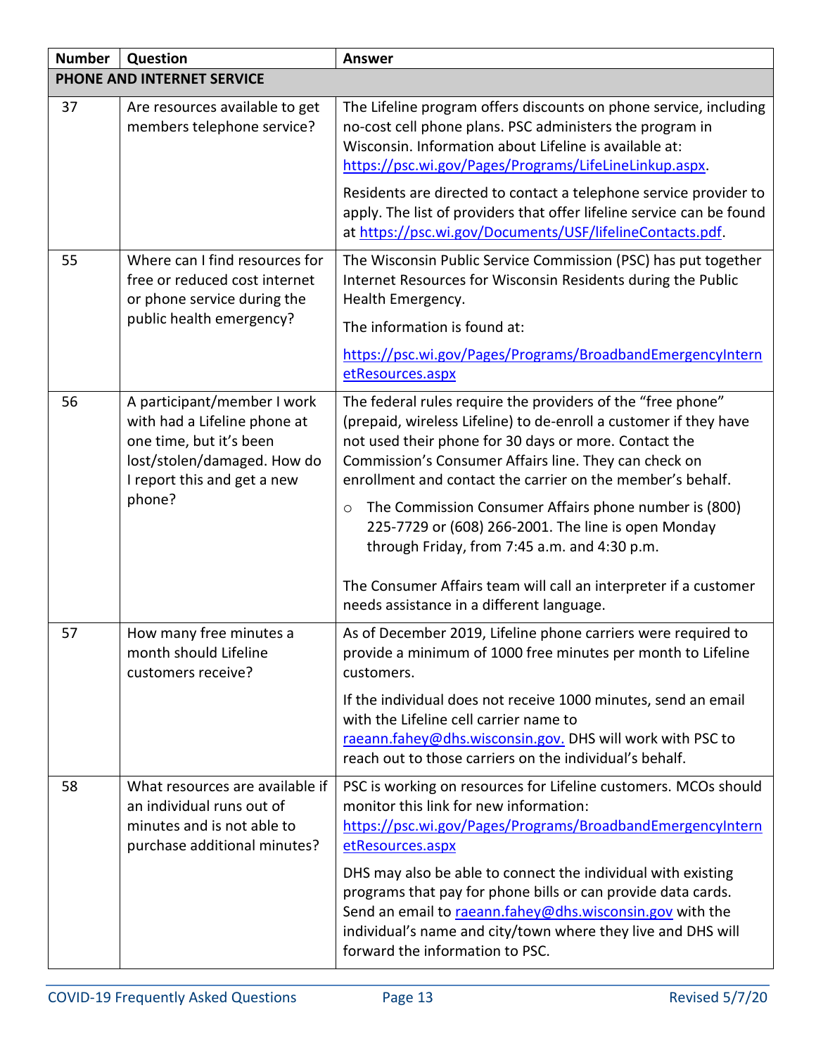| Number | Question | Answer |
|---|---|---|
| **PHONE AND INTERNET SERVICE** | | |
| 37 | Are resources available to get members telephone service? | The Lifeline program offers discounts on phone service, including no-cost cell phone plans. PSC administers the program in Wisconsin. Information about Lifeline is available at: https://psc.wi.gov/Pages/Programs/LifeLineLinkup.aspx.<br><br>Residents are directed to contact a telephone service provider to apply. The list of providers that offer lifeline service can be found at https://psc.wi.gov/Documents/USF/lifelineContacts.pdf. |
| 55 | Where can I find resources for free or reduced cost internet or phone service during the public health emergency? | The Wisconsin Public Service Commission (PSC) has put together Internet Resources for Wisconsin Residents during the Public Health Emergency.<br><br>The information is found at:<br><br>https://psc.wi.gov/Pages/Programs/BroadbandEmergencyInternetResources.aspx |
| 56 | A participant/member I work with had a Lifeline phone at one time, but it's been lost/stolen/damaged. How do I report this and get a new phone? | The federal rules require the providers of the "free phone" (prepaid, wireless Lifeline) to de-enroll a customer if they have not used their phone for 30 days or more. Contact the Commission's Consumer Affairs line. They can check on enrollment and contact the carrier on the member's behalf.<br><br>- The Commission Consumer Affairs phone number is (800) 225-7729 or (608) 266-2001. The line is open Monday through Friday, from 7:45 a.m. and 4:30 p.m.<br><br>The Consumer Affairs team will call an interpreter if a customer needs assistance in a different language. |
| 57 | How many free minutes a month should Lifeline customers receive? | As of December 2019, Lifeline phone carriers were required to provide a minimum of 1000 free minutes per month to Lifeline customers.<br><br>If the individual does not receive 1000 minutes, send an email with the Lifeline cell carrier name to raeann.fahey@dhs.wisconsin.gov. DHS will work with PSC to reach out to those carriers on the individual's behalf. |
| 58 | What resources are available if an individual runs out of minutes and is not able to purchase additional minutes? | PSC is working on resources for Lifeline customers. MCOs should monitor this link for new information: https://psc.wi.gov/Pages/Programs/BroadbandEmergencyInternetResources.aspx<br><br>DHS may also be able to connect the individual with existing programs that pay for phone bills or can provide data cards. Send an email to raeann.fahey@dhs.wisconsin.gov with the individual's name and city/town where they live and DHS will forward the information to PSC. |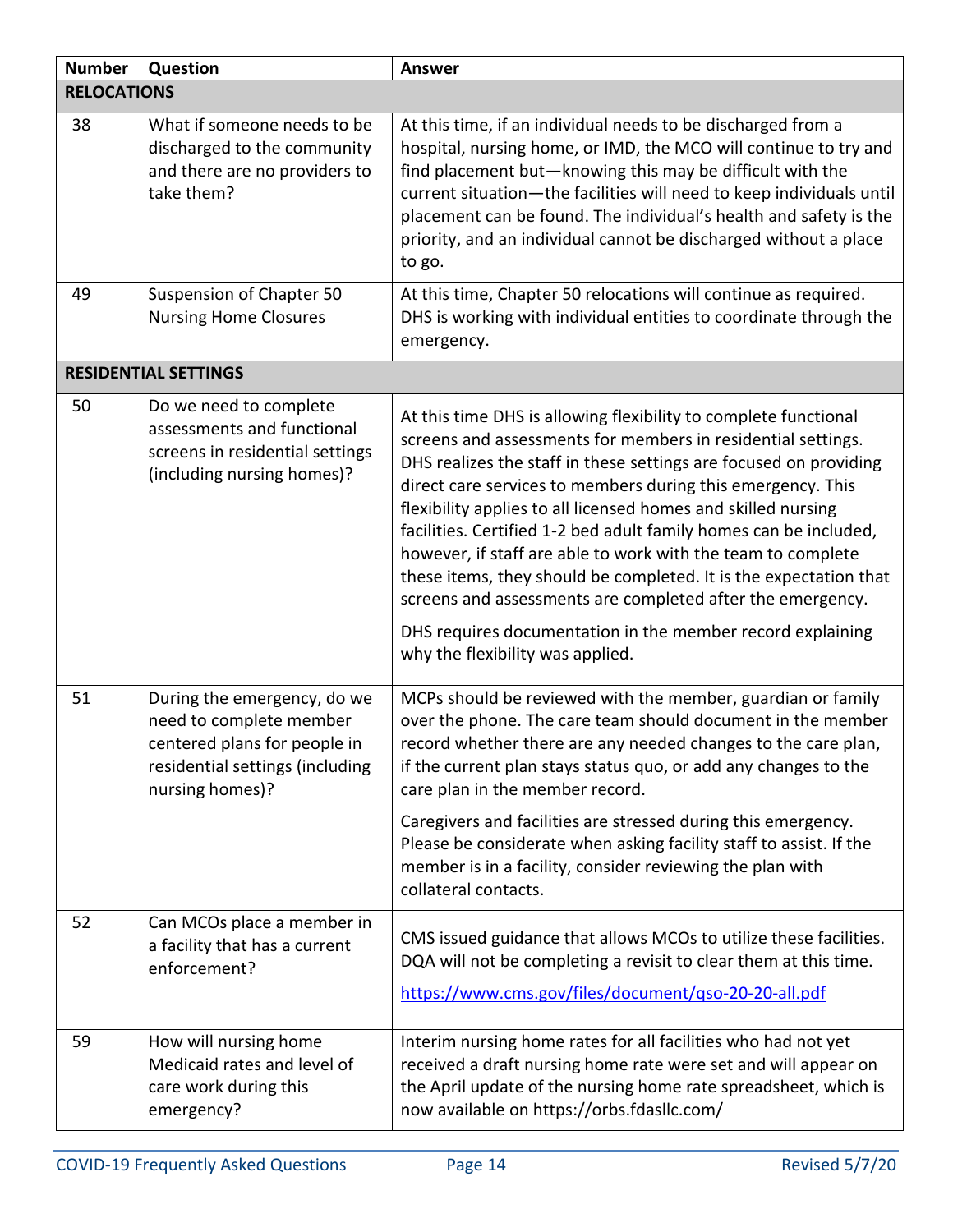| Number | Question | Answer |
|---|---|---|
| **RELOCATIONS** | | |
| 38 | What if someone needs to be discharged to the community and there are no providers to take them? | At this time, if an individual needs to be discharged from a hospital, nursing home, or IMD, the MCO will continue to try and find placement but—knowing this may be difficult with the current situation—the facilities will need to keep individuals until placement can be found. The individual's health and safety is the priority, and an individual cannot be discharged without a place to go. |
| 49 | Suspension of Chapter 50 Nursing Home Closures | At this time, Chapter 50 relocations will continue as required. DHS is working with individual entities to coordinate through the emergency. |
| **RESIDENTIAL SETTINGS** | | |
| 50 | Do we need to complete assessments and functional screens in residential settings (including nursing homes)? | At this time DHS is allowing flexibility to complete functional screens and assessments for members in residential settings. DHS realizes the staff in these settings are focused on providing direct care services to members during this emergency. This flexibility applies to all licensed homes and skilled nursing facilities. Certified 1-2 bed adult family homes can be included, however, if staff are able to work with the team to complete these items, they should be completed. It is the expectation that screens and assessments are completed after the emergency.<br><br>DHS requires documentation in the member record explaining why the flexibility was applied. |
| 51 | During the emergency, do we need to complete member centered plans for people in residential settings (including nursing homes)? | MCPs should be reviewed with the member, guardian or family over the phone. The care team should document in the member record whether there are any needed changes to the care plan, if the current plan stays status quo, or add any changes to the care plan in the member record.<br><br>Caregivers and facilities are stressed during this emergency. Please be considerate when asking facility staff to assist. If the member is in a facility, consider reviewing the plan with collateral contacts. |
| 52 | Can MCOs place a member in a facility that has a current enforcement? | CMS issued guidance that allows MCOs to utilize these facilities. DQA will not be completing a revisit to clear them at this time.<br><br>https://www.cms.gov/files/document/qso-20-20-all.pdf |
| 59 | How will nursing home Medicaid rates and level of care work during this emergency? | Interim nursing home rates for all facilities who had not yet received a draft nursing home rate were set and will appear on the April update of the nursing home rate spreadsheet, which is now available on https://orbs.fdasllc.com/ |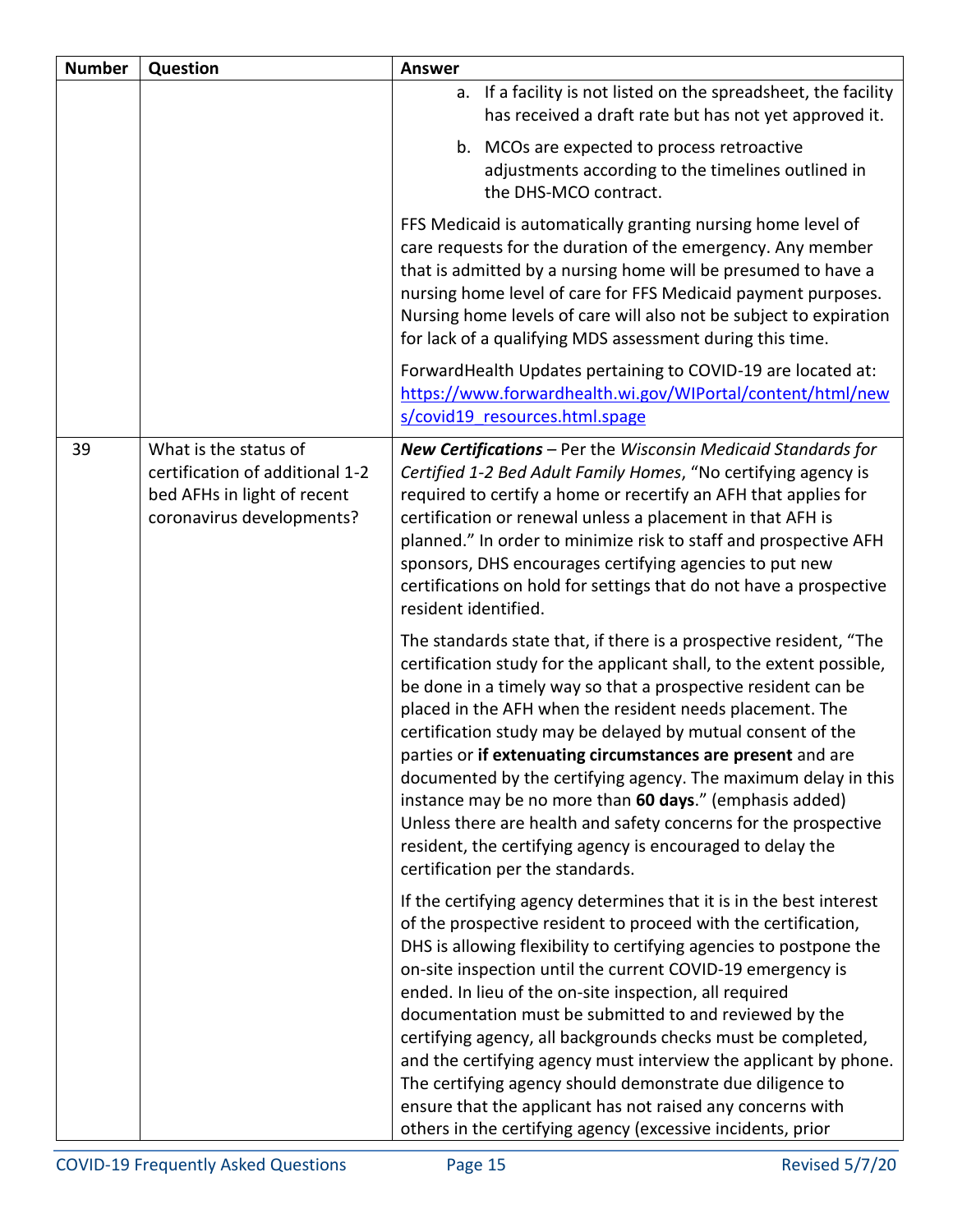| Number | Question | Answer |
| --- | --- | --- |
| | | a. If a facility is not listed on the spreadsheet, the facility has received a draft rate but has not yet approved it.<br><br>b. MCOs are expected to process retroactive adjustments according to the timelines outlined in the DHS-MCO contract.<br><br>FFS Medicaid is automatically granting nursing home level of care requests for the duration of the emergency. Any member that is admitted by a nursing home will be presumed to have a nursing home level of care for FFS Medicaid payment purposes. Nursing home levels of care will also not be subject to expiration for lack of a qualifying MDS assessment during this time.<br><br>ForwardHealth Updates pertaining to COVID-19 are located at: https://www.forwardhealth.wi.gov/WIPortal/content/html/news/covid19_resources.html.spage |
| 39 | What is the status of certification of additional 1-2 bed AFHs in light of recent coronavirus developments? | ***New Certifications*** – Per the *Wisconsin Medicaid Standards for Certified 1-2 Bed Adult Family Homes*, "No certifying agency is required to certify a home or recertify an AFH that applies for certification or renewal unless a placement in that AFH is planned." In order to minimize risk to staff and prospective AFH sponsors, DHS encourages certifying agencies to put new certifications on hold for settings that do not have a prospective resident identified.<br><br>The standards state that, if there is a prospective resident, "The certification study for the applicant shall, to the extent possible, be done in a timely way so that a prospective resident can be placed in the AFH when the resident needs placement. The certification study may be delayed by mutual consent of the parties or **if extenuating circumstances are present** and are documented by the certifying agency. The maximum delay in this instance may be no more than **60 days**." (emphasis added) Unless there are health and safety concerns for the prospective resident, the certifying agency is encouraged to delay the certification per the standards.<br><br>If the certifying agency determines that it is in the best interest of the prospective resident to proceed with the certification, DHS is allowing flexibility to certifying agencies to postpone the on-site inspection until the current COVID-19 emergency is ended. In lieu of the on-site inspection, all required documentation must be submitted to and reviewed by the certifying agency, all backgrounds checks must be completed, and the certifying agency must interview the applicant by phone. The certifying agency should demonstrate due diligence to ensure that the applicant has not raised any concerns with others in the certifying agency (excessive incidents, prior |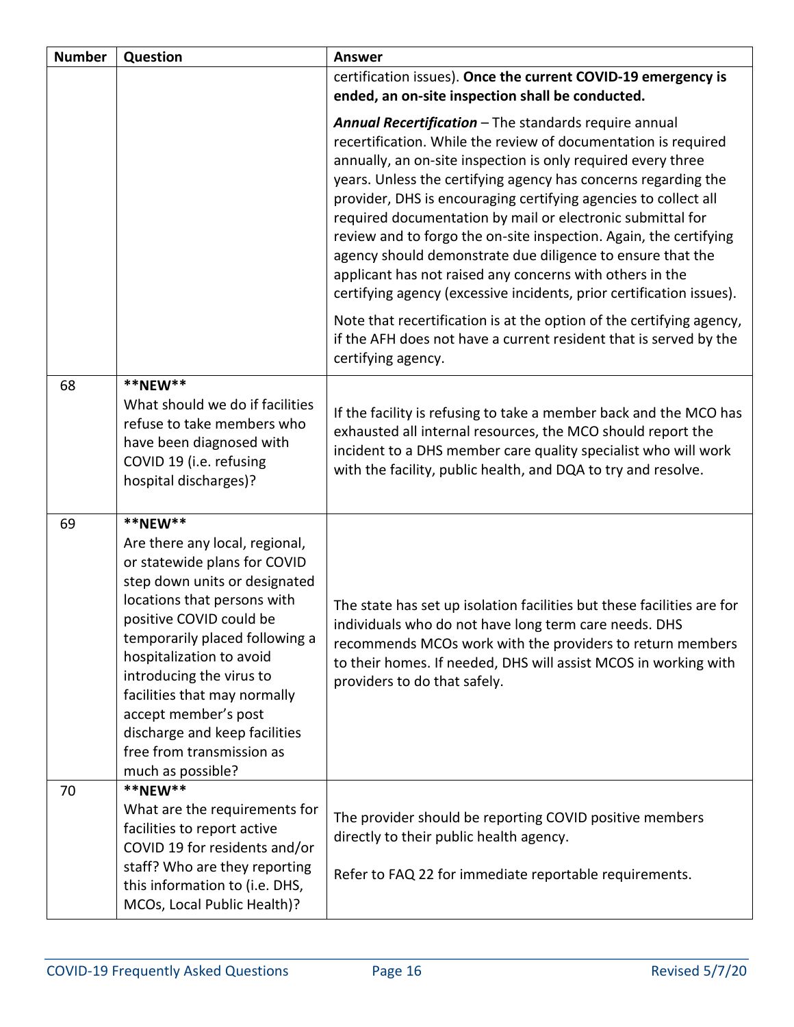| Number | Question | Answer |
|---|---|---|
| | | certification issues). **Once the current COVID-19 emergency is ended, an on-site inspection shall be conducted.**<br><br>***Annual Recertification*** – The standards require annual recertification. While the review of documentation is required annually, an on-site inspection is only required every three years. Unless the certifying agency has concerns regarding the provider, DHS is encouraging certifying agencies to collect all required documentation by mail or electronic submittal for review and to forgo the on-site inspection. Again, the certifying agency should demonstrate due diligence to ensure that the applicant has not raised any concerns with others in the certifying agency (excessive incidents, prior certification issues).<br><br>Note that recertification is at the option of the certifying agency, if the AFH does not have a current resident that is served by the certifying agency. |
| 68 | **\*\*NEW\*\***<br>What should we do if facilities refuse to take members who have been diagnosed with COVID 19 (i.e. refusing hospital discharges)? | If the facility is refusing to take a member back and the MCO has exhausted all internal resources, the MCO should report the incident to a DHS member care quality specialist who will work with the facility, public health, and DQA to try and resolve. |
| 69 | **\*\*NEW\*\***<br>Are there any local, regional, or statewide plans for COVID step down units or designated locations that persons with positive COVID could be temporarily placed following a hospitalization to avoid introducing the virus to facilities that may normally accept member's post discharge and keep facilities free from transmission as much as possible? | The state has set up isolation facilities but these facilities are for individuals who do not have long term care needs. DHS recommends MCOs work with the providers to return members to their homes. If needed, DHS will assist MCOS in working with providers to do that safely. |
| 70 | **\*\*NEW\*\***<br>What are the requirements for facilities to report active COVID 19 for residents and/or staff? Who are they reporting this information to (i.e. DHS, MCOs, Local Public Health)? | The provider should be reporting COVID positive members directly to their public health agency.<br><br>Refer to FAQ 22 for immediate reportable requirements. |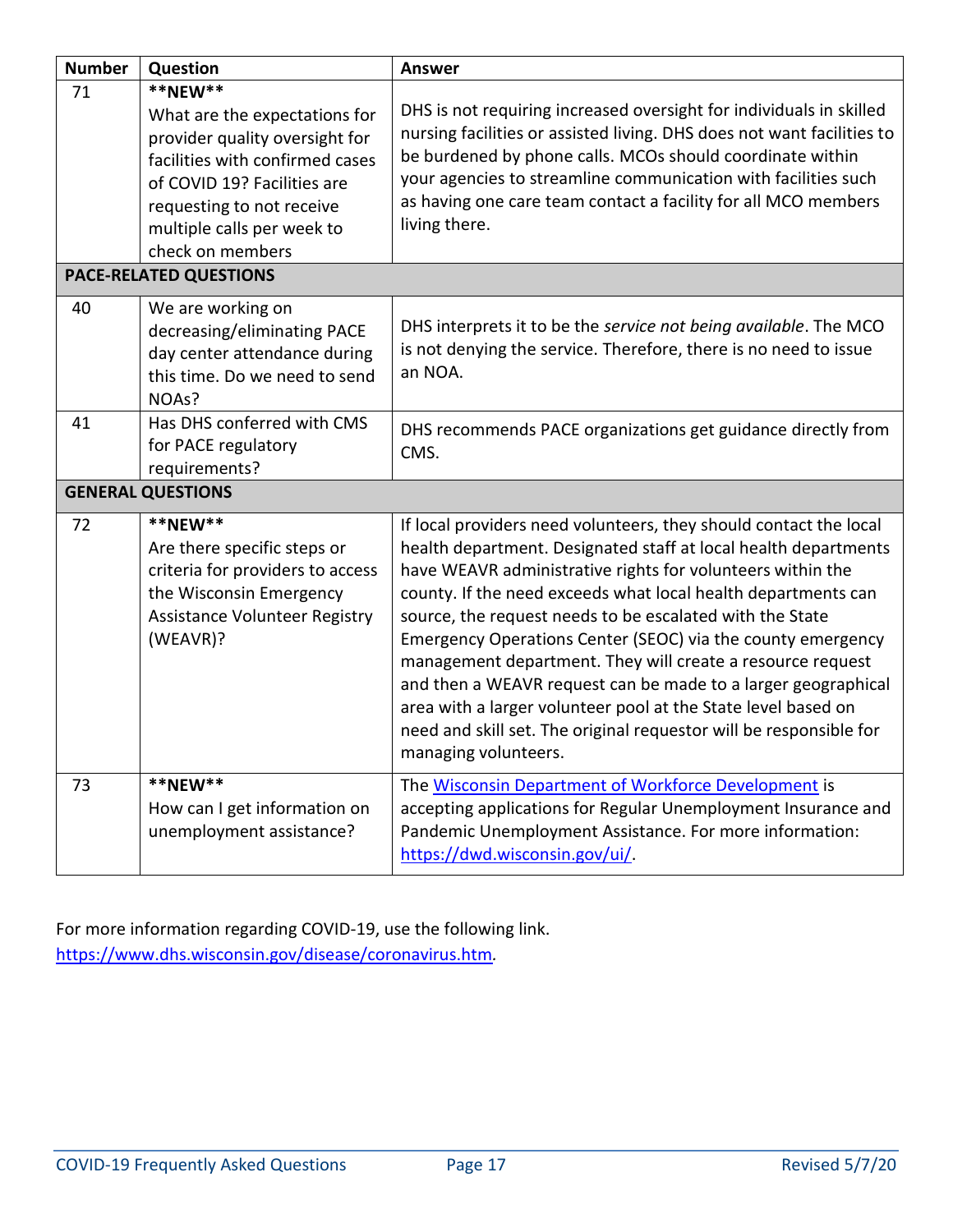| Number | Question | Answer |
|---|---|---|
| 71 | **NEW** What are the expectations for provider quality oversight for facilities with confirmed cases of COVID 19? Facilities are requesting to not receive multiple calls per week to check on members | DHS is not requiring increased oversight for individuals in skilled nursing facilities or assisted living. DHS does not want facilities to be burdened by phone calls. MCOs should coordinate within your agencies to streamline communication with facilities such as having one care team contact a facility for all MCO members living there. |
| **PACE-RELATED QUESTIONS** | | |
| 40 | We are working on decreasing/eliminating PACE day center attendance during this time. Do we need to send NOAs? | DHS interprets it to be the *service not being available*. The MCO is not denying the service. Therefore, there is no need to issue an NOA. |
| 41 | Has DHS conferred with CMS for PACE regulatory requirements? | DHS recommends PACE organizations get guidance directly from CMS. |
| **GENERAL QUESTIONS** | | |
| 72 | **NEW** Are there specific steps or criteria for providers to access the Wisconsin Emergency Assistance Volunteer Registry (WEAVR)? | If local providers need volunteers, they should contact the local health department. Designated staff at local health departments have WEAVR administrative rights for volunteers within the county. If the need exceeds what local health departments can source, the request needs to be escalated with the State Emergency Operations Center (SEOC) via the county emergency management department. They will create a resource request and then a WEAVR request can be made to a larger geographical area with a larger volunteer pool at the State level based on need and skill set. The original requestor will be responsible for managing volunteers. |
| 73 | **NEW** How can I get information on unemployment assistance? | The Wisconsin Department of Workforce Development is accepting applications for Regular Unemployment Insurance and Pandemic Unemployment Assistance. For more information: https://dwd.wisconsin.gov/ui/. |

For more information regarding COVID-19, use the following link. https://www.dhs.wisconsin.gov/disease/coronavirus.htm.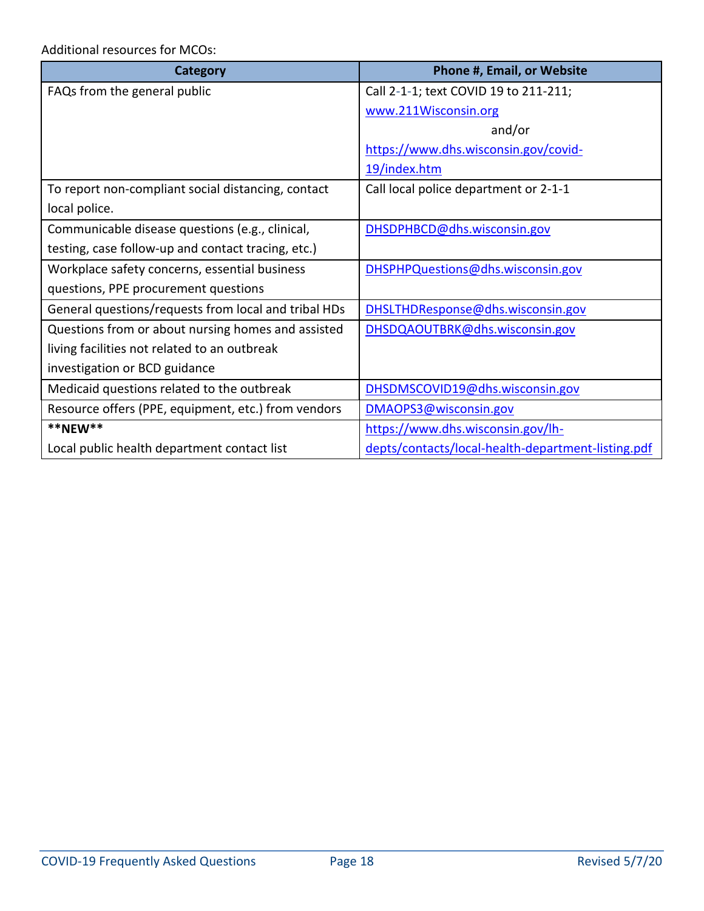Additional resources for MCOs:

| Category | Phone #, Email, or Website |
|---|---|
| FAQs from the general public | Call 2-1-1; text COVID 19 to 211-211; www.211Wisconsin.org and/or https://www.dhs.wisconsin.gov/covid-19/index.htm |
| To report non-compliant social distancing, contact local police. | Call local police department or 2-1-1 |
| Communicable disease questions (e.g., clinical, testing, case follow-up and contact tracing, etc.) | DHSDPHBCD@dhs.wisconsin.gov |
| Workplace safety concerns, essential business questions, PPE procurement questions | DHSPHPQuestions@dhs.wisconsin.gov |
| General questions/requests from local and tribal HDs | DHSLTHDResponse@dhs.wisconsin.gov |
| Questions from or about nursing homes and assisted living facilities not related to an outbreak investigation or BCD guidance | DHSDQAOUTBRK@dhs.wisconsin.gov |
| Medicaid questions related to the outbreak | DHSDMSCOVID19@dhs.wisconsin.gov |
| Resource offers (PPE, equipment, etc.) from vendors | DMAOPS3@wisconsin.gov |
| **\*\*NEW\*\*** Local public health department contact list | https://www.dhs.wisconsin.gov/lh-depts/contacts/local-health-department-listing.pdf |